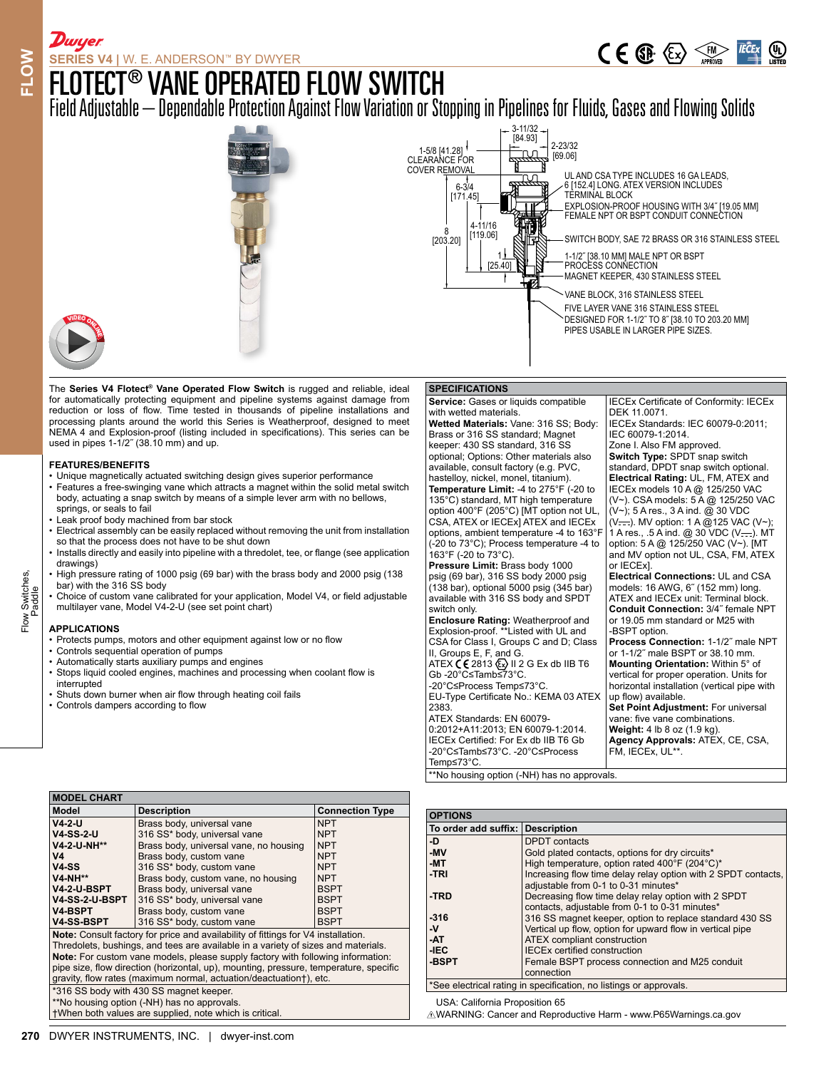# SERIES V4 | W. E. ANDERSON™ BY DWYER

# FLOTECT® VANE OPERATED FLOW SWITCH

## Field Adjustable – Dependable Protection Against Flow Variation or Stopping in Pipelines for Fluids, Gases and Flowing Solids

3-11/32 [84.93]
2-23/32 [69.06]
1-5/8 [41.28] CLEARANCE FOR COVER REMOVAL
6-3/4 [171.45]
4-11/16 [119.06]
8 [203.20]
1 [25.40]

UL AND CSA TYPE INCLUDES 16 GA LEADS, 6 [152.4] LONG. ATEX VERSION INCLUDES TERMINAL BLOCK
EXPLOSION-PROOF HOUSING WITH 3/4″ [19.05 MM] FEMALE NPT OR BSPT CONDUIT CONNECTION
SWITCH BODY, SAE 72 BRASS OR 316 STAINLESS STEEL
1-1/2″ [38.10 MM] MALE NPT OR BSPT PROCESS CONNECTION
MAGNET KEEPER, 430 STAINLESS STEEL
VANE BLOCK, 316 STAINLESS STEEL
FIVE LAYER VANE 316 STAINLESS STEEL DESIGNED FOR 1-1/2″ TO 8″ [38.10 TO 203.20 MM] PIPES USABLE IN LARGER PIPE SIZES.

The **Series V4 Flotect® Vane Operated Flow Switch** is rugged and reliable, ideal for automatically protecting equipment and pipeline systems against damage from reduction or loss of flow. Time tested in thousands of pipeline installations and processing plants around the world this Series is Weatherproof, designed to meet NEMA 4 and Explosion-proof (listing included in specifications). This series can be used in pipes 1-1/2″ (38.10 mm) and up.

### FEATURES/BENEFITS

- Unique magnetically actuated switching design gives superior performance
- Features a free-swinging vane which attracts a magnet within the solid metal switch body, actuating a snap switch by means of a simple lever arm with no bellows, springs, or seals to fail
- Leak proof body machined from bar stock
- Electrical assembly can be easily replaced without removing the unit from installation so that the process does not have to be shut down
- Installs directly and easily into pipeline with a thredolet, tee, or flange (see application drawings)
- High pressure rating of 1000 psig (69 bar) with the brass body and 2000 psig (138 bar) with the 316 SS body
- Choice of custom vane calibrated for your application, Model V4, or field adjustable multilayer vane, Model V4-2-U (see set point chart)

### APPLICATIONS

- Protects pumps, motors and other equipment against low or no flow
- Controls sequential operation of pumps
- Automatically starts auxiliary pumps and engines
- Stops liquid cooled engines, machines and processing when coolant flow is interrupted
- Shuts down burner when air flow through heating coil fails
- Controls dampers according to flow

### SPECIFICATIONS

**Service:** Gases or liquids compatible with wetted materials.
**Wetted Materials:** Vane: 316 SS; Body: Brass or 316 SS standard; Magnet keeper: 430 SS standard, 316 SS optional; Options: Other materials also available, consult factory (e.g. PVC, hastelloy, nickel, monel, titanium).
**Temperature Limit:** -4 to 275°F (-20 to 135°C) standard, MT high temperature option 400°F (205°C) [MT option not UL, CSA, ATEX or IECEx] ATEX and IECEx options, ambient temperature -4 to 163°F (-20 to 73°C); Process temperature -4 to 163°F (-20 to 73°C).
**Pressure Limit:** Brass body 1000 psig (69 bar), 316 SS body 2000 psig (138 bar), optional 5000 psig (345 bar) available with 316 SS body and SPDT switch only.
**Enclosure Rating:** Weatherproof and Explosion-proof. **Listed with UL and CSA for Class I, Groups C and D; Class II, Groups E, F, and G.
ATEX CE 2813 Ex II 2 G Ex db IIB T6 Gb -20°C≤Tamb≤73°C.
-20°C≤Process Temp≤73°C.
EU-Type Certificate No.: KEMA 03 ATEX 2383.
ATEX Standards: EN 60079-0:2012+A11:2013; EN 60079-1:2014.
IECEx Certified: For Ex db IIB T6 Gb -20°C≤Tamb≤73°C. -20°C≤Process Temp≤73°C.
IECEx Certificate of Conformity: IECEx DEK 11.0071.
IECEx Standards: IEC 60079-0:2011; IEC 60079-1:2014.
Zone I. Also FM approved.
**Switch Type:** SPDT snap switch standard, DPDT snap switch optional.
**Electrical Rating:** UL, FM, ATEX and IECEx models 10 A @ 125/250 VAC (V~). CSA models: 5 A @ 125/250 VAC (V~); 5 A res., 3 A ind. @ 30 VDC (V⎓). MV option: 1 A @125 VAC (V~); 1 A res., .5 A ind. @ 30 VDC (V⎓). MT option: 5 A @ 125/250 VAC (V~). [MT and MV option not UL, CSA, FM, ATEX or IECEx].
**Electrical Connections:** UL and CSA models: 16 AWG, 6″ (152 mm) long. ATEX and IECEx unit: Terminal block.
**Conduit Connection:** 3/4″ female NPT or 19.05 mm standard or M25 with -BSPT option.
**Process Connection:** 1-1/2″ male NPT or 1-1/2″ male BSPT or 38.10 mm.
**Mounting Orientation:** Within 5° of vertical for proper operation. Units for horizontal installation (vertical pipe with up flow) available.
**Set Point Adjustment:** For universal vane: five vane combinations.
**Weight:** 4 lb 8 oz (1.9 kg).
**Agency Approvals:** ATEX, CE, CSA, FM, IECEx, UL**.

**No housing option (-NH) has no approvals.

### MODEL CHART

| Model | Description | Connection Type |
|---|---|---|
| **V4-2-U** | Brass body, universal vane | NPT |
| **V4-SS-2-U** | 316 SS* body, universal vane | NPT |
| **V4-2-U-NH**** | Brass body, universal vane, no housing | NPT |
| **V4** | Brass body, custom vane | NPT |
| **V4-SS** | 316 SS* body, custom vane | NPT |
| **V4-NH**** | Brass body, custom vane, no housing | NPT |
| **V4-2-U-BSPT** | Brass body, universal vane | BSPT |
| **V4-SS-2-U-BSPT** | 316 SS* body, universal vane | BSPT |
| **V4-BSPT** | Brass body, custom vane | BSPT |
| **V4-SS-BSPT** | 316 SS* body, custom vane | BSPT |

**Note:** Consult factory for price and availability of fittings for V4 installation. Thredolets, bushings, and tees are available in a variety of sizes and materials.
**Note:** For custom vane models, please supply factory with following information: pipe size, flow direction (horizontal, up), mounting, pressure, temperature, specific gravity, flow rates (maximum normal, actuation/deactuation†), etc.

*316 SS body with 430 SS magnet keeper.
**No housing option (-NH) has no approvals.
†When both values are supplied, note which is critical.

### OPTIONS

| To order add suffix: | Description |
|---|---|
| **-D** | DPDT contacts |
| **-MV** | Gold plated contacts, options for dry circuits* |
| **-MT** | High temperature, option rated 400°F (204°C)* |
| **-TRI** | Increasing flow time delay relay option with 2 SPDT contacts, adjustable from 0-1 to 0-31 minutes* |
| **-TRD** | Decreasing flow time delay relay option with 2 SPDT contacts, adjustable from 0-1 to 0-31 minutes* |
| **-316** | 316 SS magnet keeper, option to replace standard 430 SS |
| **-V** | Vertical up flow, option for upward flow in vertical pipe |
| **-AT** | ATEX compliant construction |
| **-IEC** | IECEx certified construction |
| **-BSPT** | Female BSPT process connection and M25 conduit connection |

*See electrical rating in specification, no listings or approvals.

USA: California Proposition 65
⚠WARNING: Cancer and Reproductive Harm - www.P65Warnings.ca.gov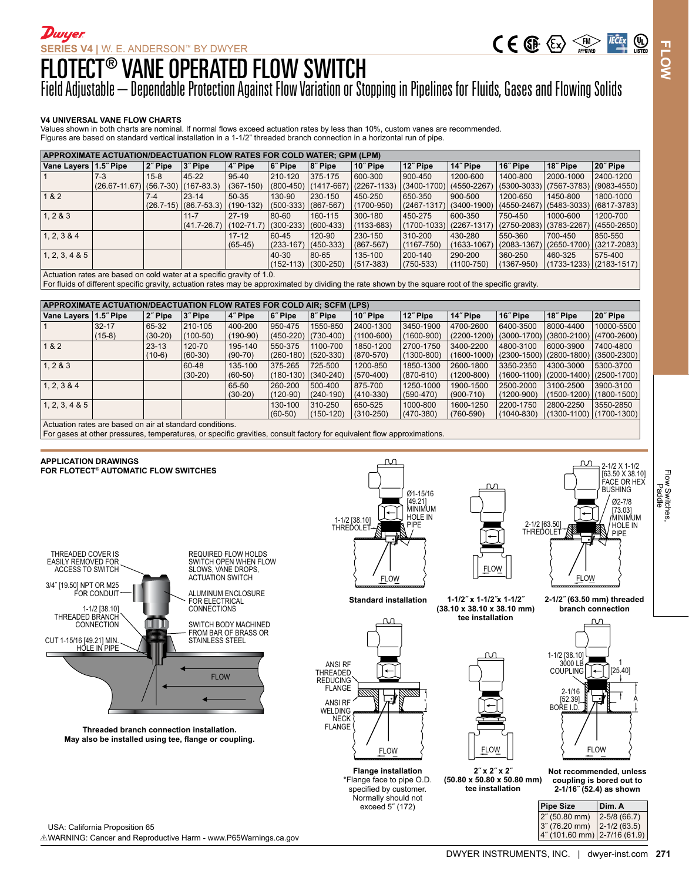Dwyer

SERIES V4 | W. E. ANDERSON™ BY DWYER

# FLOTECT® VANE OPERATED FLOW SWITCH

## Field Adjustable – Dependable Protection Against Flow Variation or Stopping in Pipelines for Fluids, Gases and Flowing Solids

### V4 UNIVERSAL VANE FLOW CHARTS

Values shown in both charts are nominal. If normal flows exceed actuation rates by less than 10%, custom vanes are recommended.
Figures are based on standard vertical installation in a 1-1/2" threaded branch connection in a horizontal run of pipe.

**APPROXIMATE ACTUATION/DEACTUATION FLOW RATES FOR COLD WATER; GPM (LPM)**

| Vane Layers | 1.5″ Pipe | 2″ Pipe | 3″ Pipe | 4″ Pipe | 6″ Pipe | 8″ Pipe | 10″ Pipe | 12″ Pipe | 14″ Pipe | 16″ Pipe | 18″ Pipe | 20″ Pipe |
|---|---|---|---|---|---|---|---|---|---|---|---|---|
| 1 | 7-3 (26.67-11.67) | 15-8 (56.7-30) | 45-22 (167-83.3) | 95-40 (367-150) | 210-120 (800-450) | 375-175 (1417-667) | 600-300 (2267-1133) | 900-450 (3400-1700) | 1200-600 (4550-2267) | 1400-800 (5300-3033) | 2000-1000 (7567-3783) | 2400-1200 (9083-4550) |
| 1 & 2 | | 7-4 (26.7-15) | 23-14 (86.7-53.3) | 50-35 (190-132) | 130-90 (500-333) | 230-150 (867-567) | 450-250 (1700-950) | 650-350 (2467-1317) | 900-500 (3400-1900) | 1200-650 (4550-2467) | 1450-800 (5483-3033) | 1800-1000 (6817-3783) |
| 1, 2 & 3 | | | 11-7 (41.7-26.7) | 27-19 (102-71.7) | 80-60 (300-233) | 160-115 (600-433) | 300-180 (1133-683) | 450-275 (1700-1033) | 600-350 (2267-1317) | 750-450 (2750-2083) | 1000-600 (3783-2267) | 1200-700 (4550-2650) |
| 1, 2, 3 & 4 | | | | 17-12 (65-45) | 60-45 (233-167) | 120-90 (450-333) | 230-150 (867-567) | 310-200 (1167-750) | 430-280 (1633-1067) | 550-360 (2083-1367) | 700-450 (2650-1700) | 850-550 (3217-2083) |
| 1, 2, 3, 4 & 5 | | | | | 40-30 (152-113) | 80-65 (300-250) | 135-100 (517-383) | 200-140 (750-533) | 290-200 (1100-750) | 360-250 (1367-950) | 460-325 (1733-1233) | 575-400 (2183-1517) |

Actuation rates are based on cold water at a specific gravity of 1.0.
For fluids of different specific gravity, actuation rates may be approximated by dividing the rate shown by the square root of the specific gravity.

**APPROXIMATE ACTUATION/DEACTUATION FLOW RATES FOR COLD AIR; SCFM (LPS)**

| Vane Layers | 1.5″ Pipe | 2″ Pipe | 3″ Pipe | 4″ Pipe | 6″ Pipe | 8″ Pipe | 10″ Pipe | 12″ Pipe | 14″ Pipe | 16″ Pipe | 18″ Pipe | 20″ Pipe |
|---|---|---|---|---|---|---|---|---|---|---|---|---|
| 1 | 32-17 (15-8) | 65-32 (30-20) | 210-105 (100-50) | 400-200 (190-90) | 950-475 (450-220) | 1550-850 (730-400) | 2400-1300 (1100-600) | 3450-1900 (1600-900) | 4700-2600 (2200-1200) | 6400-3500 (3000-1700) | 8000-4400 (3800-2100) | 10000-5500 (4700-2600) |
| 1 & 2 | | 23-13 (10-6) | 120-70 (60-30) | 195-140 (90-70) | 550-375 (260-180) | 1100-700 (520-330) | 1850-1200 (870-570) | 2700-1750 (1300-800) | 3400-2200 (1600-1000) | 4800-3100 (2300-1500) | 6000-3900 (2800-1800) | 7400-4800 (3500-2300) |
| 1, 2 & 3 | | | 60-48 (30-20) | 135-100 (60-50) | 375-265 (180-130) | 725-500 (340-240) | 1200-850 (570-400) | 1850-1300 (870-610) | 2600-1800 (1200-800) | 3350-2350 (1600-1100) | 4300-3000 (2000-1400) | 5300-3700 (2500-1700) |
| 1, 2, 3 & 4 | | | | 65-50 (30-20) | 260-200 (120-90) | 500-400 (240-190) | 875-700 (410-330) | 1250-1000 (590-470) | 1900-1500 (900-710) | 2500-2000 (1200-900) | 3100-2500 (1500-1200) | 3900-3100 (1800-1500) |
| 1, 2, 3, 4 & 5 | | | | | 130-100 (60-50) | 310-250 (150-120) | 650-525 (310-250) | 1000-800 (470-380) | 1600-1250 (760-590) | 2200-1750 (1040-830) | 2800-2250 (1300-1100) | 3550-2850 (1700-1300) |

Actuation rates are based on air at standard conditions.
For gases at other pressures, temperatures, or specific gravities, consult factory for equivalent flow approximations.

### APPLICATION DRAWINGS FOR FLOTECT® AUTOMATIC FLOW SWITCHES

THREADED COVER IS EASILY REMOVED FOR ACCESS TO SWITCH

REQUIRED FLOW HOLDS SWITCH OPEN WHEN FLOW SLOWS, VANE DROPS, ACTUATION SWITCH

3/4″ [19.50] NPT OR M25 FOR CONDUIT

ALUMINUM ENCLOSURE FOR ELECTRICAL CONNECTIONS

1-1/2 [38.10] THREADED BRANCH CONNECTION

SWITCH BODY MACHINED FROM BAR OF BRASS OR STAINLESS STEEL

CUT 1-15/16 [49.21] MIN. HOLE IN PIPE

FLOW

**Threaded branch connection installation. May also be installed using tee, flange or coupling.**

1-1/2 [38.10] THREDOLET

Ø1-15/16 [49.21] MINIMUM HOLE IN PIPE

FLOW

**Standard installation**

FLOW

**1-1/2″ x 1-1/2″x 1-1/2″ (38.10 x 38.10 x 38.10 mm) tee installation**

2-1/2 [63.50] THREDOLET

2-1/2 X 1-1/2 [63.50 X 38.10] FACE OR HEX BUSHING

Ø2-7/8 [73.03] MINIMUM HOLE IN PIPE

FLOW

**2-1/2″ (63.50 mm) threaded branch connection**

ANSI RF THREADED REDUCING FLANGE

ANSI RF WELDING NECK FLANGE

FLOW

**Flange installation**
*Flange face to pipe O.D. specified by customer. Normally should not exceed 5″ (172)

FLOW

**2″ x 2″ x 2″ (50.80 x 50.80 x 50.80 mm) tee installation**

1-1/2 [38.10] 3000 LB COUPLING

1 [25.40]

2-1/16 [52.39] BORE I.D.

A

FLOW

**Not recommended, unless coupling is bored out to 2-1/16″ (52.4) as shown**

| Pipe Size | Dim. A |
|---|---|
| 2″ (50.80 mm) | 2-5/8 (66.7) |
| 3″ (76.20 mm) | 2-1/2 (63.5) |
| 4″ (101.60 mm) | 2-7/16 (61.9) |

USA: California Proposition 65
⚠WARNING: Cancer and Reproductive Harm - www.P65Warnings.ca.gov